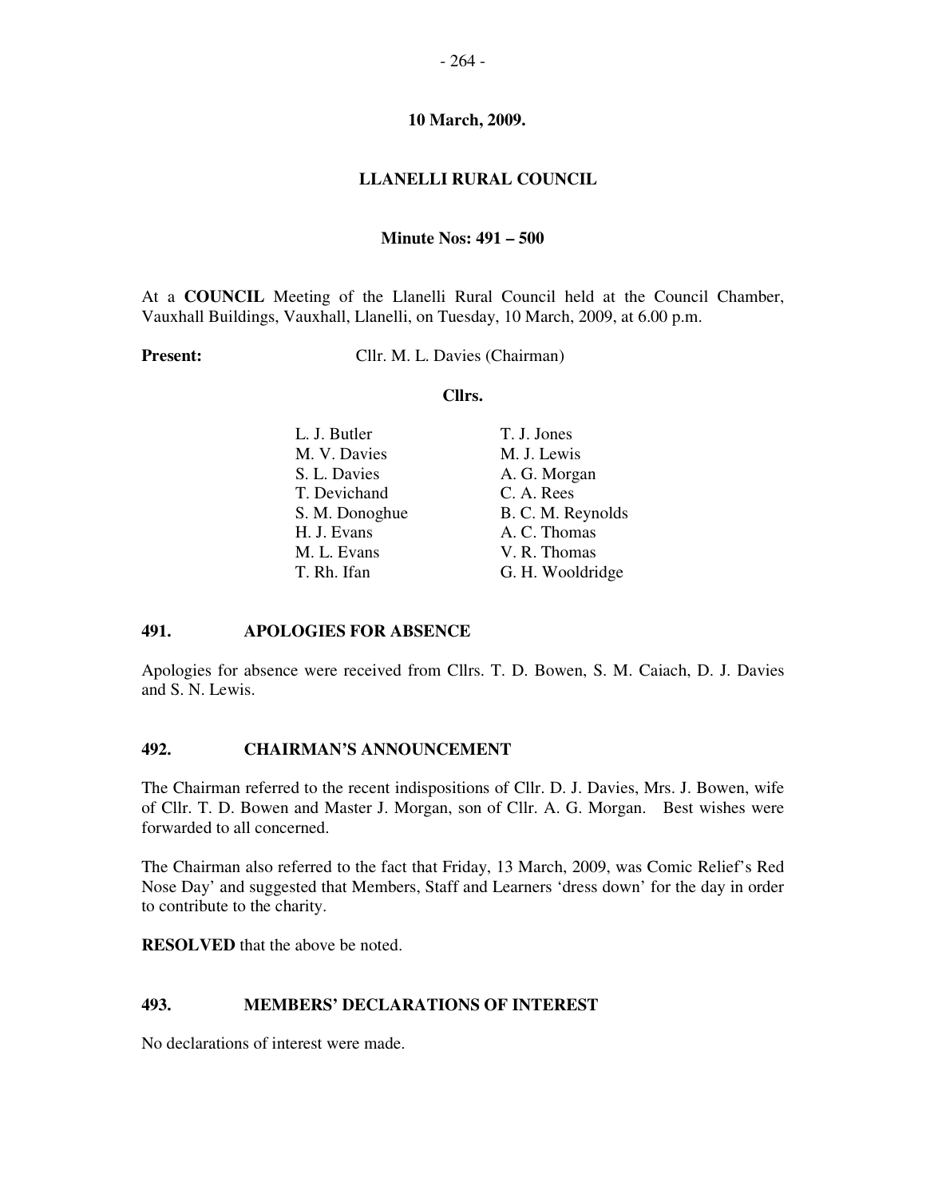**10 March, 2009.**

## LLANELLI RURAL COUNCIL

**Minute Nos: 491 – 500**

At a **COUNCIL** Meeting of the Llanelli Rural Council held at the Council Chamber, Vauxhall Buildings, Vauxhall, Llanelli, on Tuesday, 10 March, 2009, at 6.00 p.m.

**Present:** Cllr. M. L. Davies (Chairman)

**Cllrs.**

| | |
|---|---|
| L. J. Butler | T. J. Jones |
| M. V. Davies | M. J. Lewis |
| S. L. Davies | A. G. Morgan |
| T. Devichand | C. A. Rees |
| S. M. Donoghue | B. C. M. Reynolds |
| H. J. Evans | A. C. Thomas |
| M. L. Evans | V. R. Thomas |
| T. Rh. Ifan | G. H. Wooldridge |

### 491. APOLOGIES FOR ABSENCE

Apologies for absence were received from Cllrs. T. D. Bowen, S. M. Caiach, D. J. Davies and S. N. Lewis.

### 492. CHAIRMAN'S ANNOUNCEMENT

The Chairman referred to the recent indispositions of Cllr. D. J. Davies, Mrs. J. Bowen, wife of Cllr. T. D. Bowen and Master J. Morgan, son of Cllr. A. G. Morgan. Best wishes were forwarded to all concerned.

The Chairman also referred to the fact that Friday, 13 March, 2009, was Comic Relief's Red Nose Day' and suggested that Members, Staff and Learners 'dress down' for the day in order to contribute to the charity.

**RESOLVED** that the above be noted.

### 493. MEMBERS' DECLARATIONS OF INTEREST

No declarations of interest were made.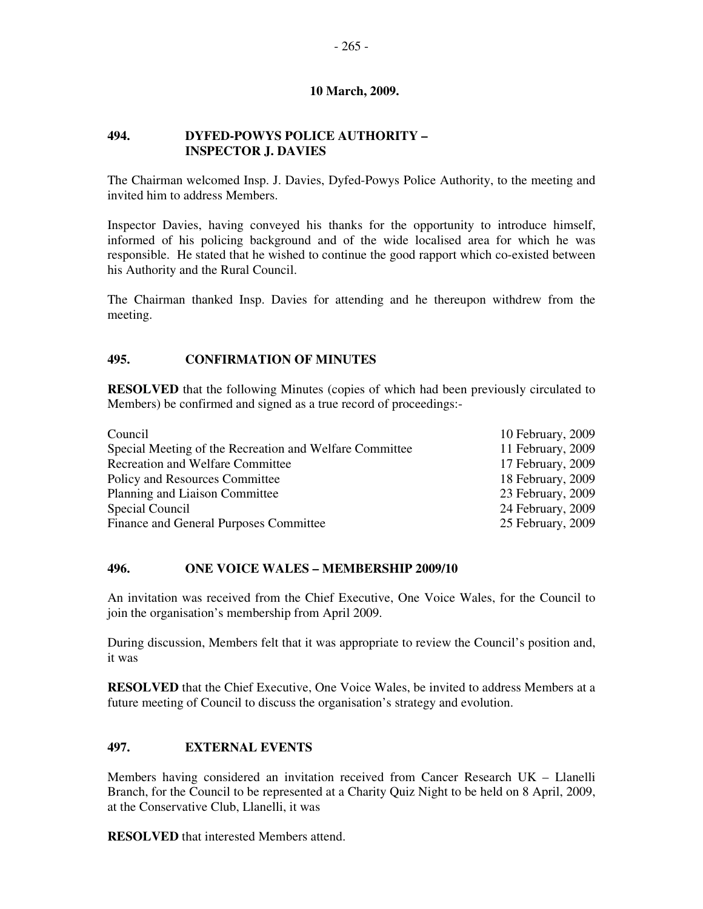**10 March, 2009.**

## 494. DYFED-POWYS POLICE AUTHORITY – INSPECTOR J. DAVIES

The Chairman welcomed Insp. J. Davies, Dyfed-Powys Police Authority, to the meeting and invited him to address Members.

Inspector Davies, having conveyed his thanks for the opportunity to introduce himself, informed of his policing background and of the wide localised area for which he was responsible. He stated that he wished to continue the good rapport which co-existed between his Authority and the Rural Council.

The Chairman thanked Insp. Davies for attending and he thereupon withdrew from the meeting.

## 495. CONFIRMATION OF MINUTES

**RESOLVED** that the following Minutes (copies of which had been previously circulated to Members) be confirmed and signed as a true record of proceedings:-

| | |
|---|---|
| Council | 10 February, 2009 |
| Special Meeting of the Recreation and Welfare Committee | 11 February, 2009 |
| Recreation and Welfare Committee | 17 February, 2009 |
| Policy and Resources Committee | 18 February, 2009 |
| Planning and Liaison Committee | 23 February, 2009 |
| Special Council | 24 February, 2009 |
| Finance and General Purposes Committee | 25 February, 2009 |

## 496. ONE VOICE WALES – MEMBERSHIP 2009/10

An invitation was received from the Chief Executive, One Voice Wales, for the Council to join the organisation's membership from April 2009.

During discussion, Members felt that it was appropriate to review the Council's position and, it was

**RESOLVED** that the Chief Executive, One Voice Wales, be invited to address Members at a future meeting of Council to discuss the organisation's strategy and evolution.

## 497. EXTERNAL EVENTS

Members having considered an invitation received from Cancer Research UK – Llanelli Branch, for the Council to be represented at a Charity Quiz Night to be held on 8 April, 2009, at the Conservative Club, Llanelli, it was

**RESOLVED** that interested Members attend.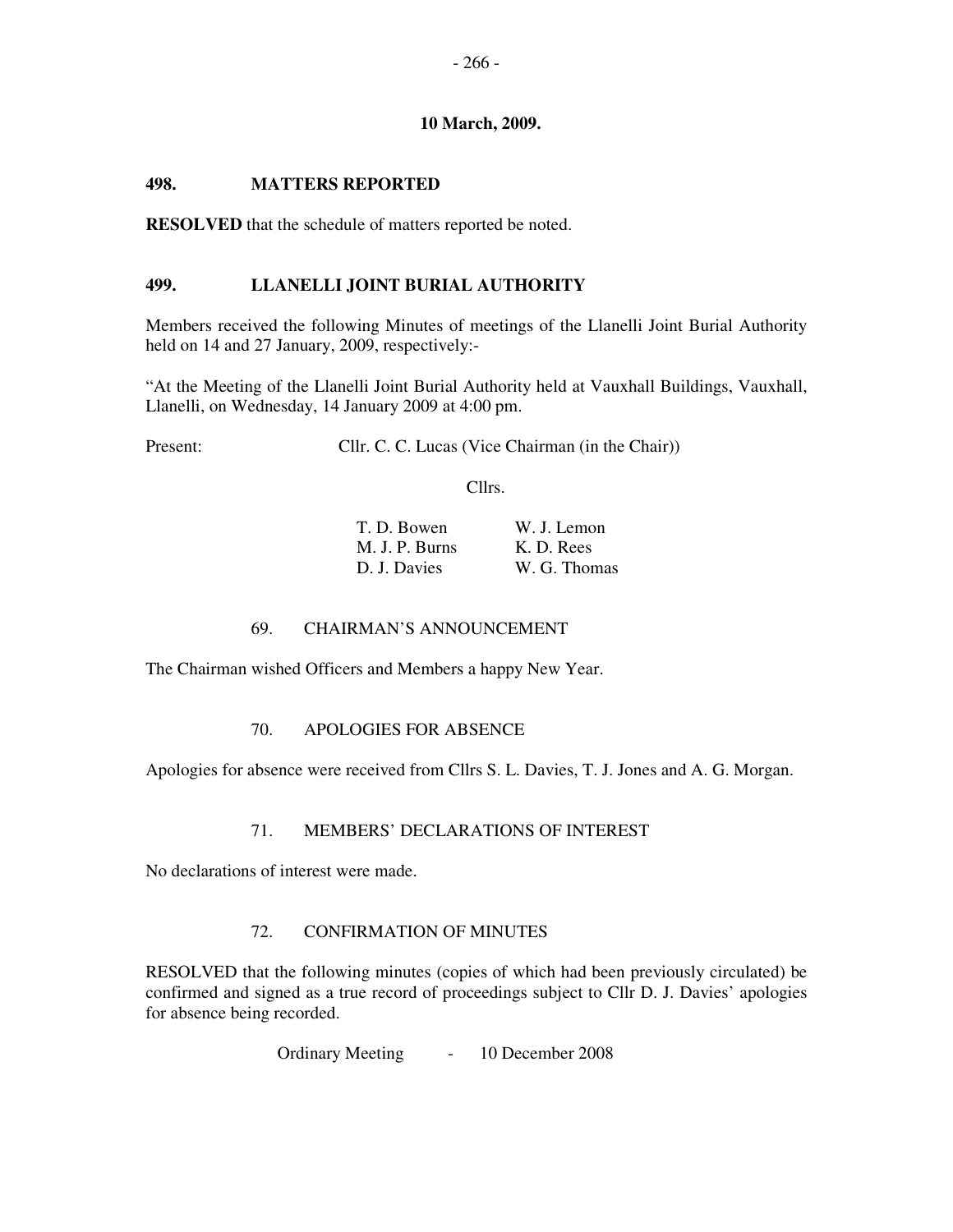**10 March, 2009.**

## 498. MATTERS REPORTED

**RESOLVED** that the schedule of matters reported be noted.

## 499. LLANELLI JOINT BURIAL AUTHORITY

Members received the following Minutes of meetings of the Llanelli Joint Burial Authority held on 14 and 27 January, 2009, respectively:-

"At the Meeting of the Llanelli Joint Burial Authority held at Vauxhall Buildings, Vauxhall, Llanelli, on Wednesday, 14 January 2009 at 4:00 pm.

Present: Cllr. C. C. Lucas (Vice Chairman (in the Chair))

Cllrs.

| | |
|---|---|
| T. D. Bowen | W. J. Lemon |
| M. J. P. Burns | K. D. Rees |
| D. J. Davies | W. G. Thomas |

### 69. CHAIRMAN'S ANNOUNCEMENT

The Chairman wished Officers and Members a happy New Year.

### 70. APOLOGIES FOR ABSENCE

Apologies for absence were received from Cllrs S. L. Davies, T. J. Jones and A. G. Morgan.

### 71. MEMBERS' DECLARATIONS OF INTEREST

No declarations of interest were made.

### 72. CONFIRMATION OF MINUTES

RESOLVED that the following minutes (copies of which had been previously circulated) be confirmed and signed as a true record of proceedings subject to Cllr D. J. Davies' apologies for absence being recorded.

Ordinary Meeting - 10 December 2008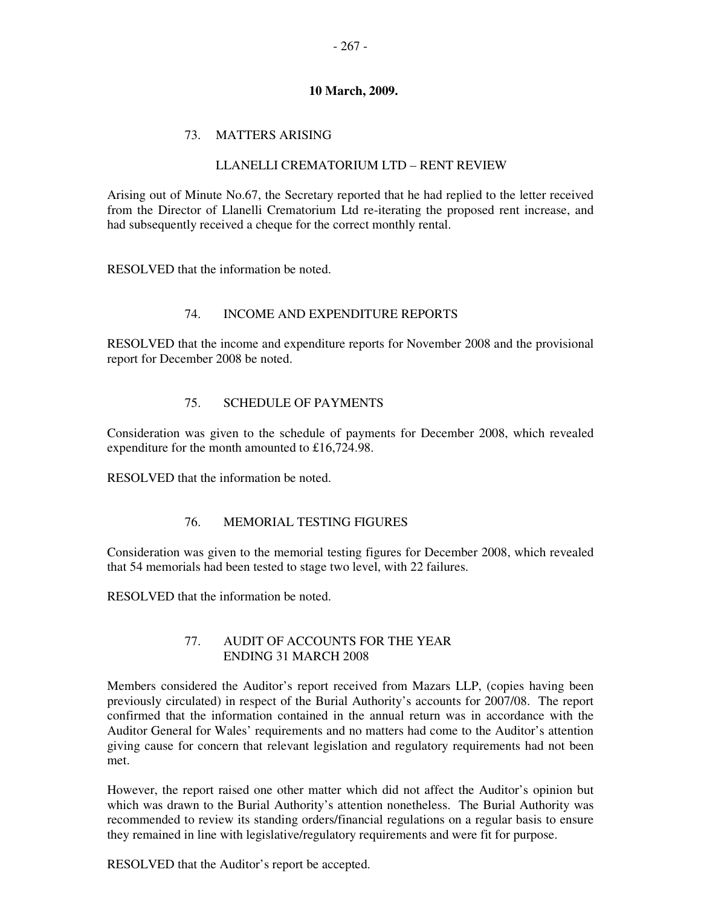**10 March, 2009.**

73. MATTERS ARISING

LLANELLI CREMATORIUM LTD – RENT REVIEW

Arising out of Minute No.67, the Secretary reported that he had replied to the letter received from the Director of Llanelli Crematorium Ltd re-iterating the proposed rent increase, and had subsequently received a cheque for the correct monthly rental.

RESOLVED that the information be noted.

74. INCOME AND EXPENDITURE REPORTS

RESOLVED that the income and expenditure reports for November 2008 and the provisional report for December 2008 be noted.

75. SCHEDULE OF PAYMENTS

Consideration was given to the schedule of payments for December 2008, which revealed expenditure for the month amounted to £16,724.98.

RESOLVED that the information be noted.

76. MEMORIAL TESTING FIGURES

Consideration was given to the memorial testing figures for December 2008, which revealed that 54 memorials had been tested to stage two level, with 22 failures.

RESOLVED that the information be noted.

77. AUDIT OF ACCOUNTS FOR THE YEAR ENDING 31 MARCH 2008

Members considered the Auditor's report received from Mazars LLP, (copies having been previously circulated) in respect of the Burial Authority's accounts for 2007/08. The report confirmed that the information contained in the annual return was in accordance with the Auditor General for Wales' requirements and no matters had come to the Auditor's attention giving cause for concern that relevant legislation and regulatory requirements had not been met.

However, the report raised one other matter which did not affect the Auditor's opinion but which was drawn to the Burial Authority's attention nonetheless. The Burial Authority was recommended to review its standing orders/financial regulations on a regular basis to ensure they remained in line with legislative/regulatory requirements and were fit for purpose.

RESOLVED that the Auditor's report be accepted.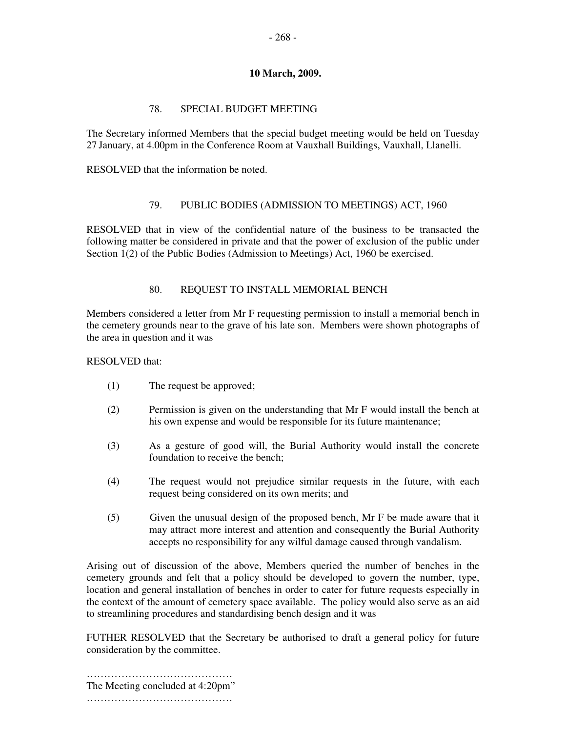**10 March, 2009.**

### 78. SPECIAL BUDGET MEETING

The Secretary informed Members that the special budget meeting would be held on Tuesday 27 January, at 4.00pm in the Conference Room at Vauxhall Buildings, Vauxhall, Llanelli.

RESOLVED that the information be noted.

### 79. PUBLIC BODIES (ADMISSION TO MEETINGS) ACT, 1960

RESOLVED that in view of the confidential nature of the business to be transacted the following matter be considered in private and that the power of exclusion of the public under Section 1(2) of the Public Bodies (Admission to Meetings) Act, 1960 be exercised.

### 80. REQUEST TO INSTALL MEMORIAL BENCH

Members considered a letter from Mr F requesting permission to install a memorial bench in the cemetery grounds near to the grave of his late son. Members were shown photographs of the area in question and it was

RESOLVED that:

(1) The request be approved;

(2) Permission is given on the understanding that Mr F would install the bench at his own expense and would be responsible for its future maintenance;

(3) As a gesture of good will, the Burial Authority would install the concrete foundation to receive the bench;

(4) The request would not prejudice similar requests in the future, with each request being considered on its own merits; and

(5) Given the unusual design of the proposed bench, Mr F be made aware that it may attract more interest and attention and consequently the Burial Authority accepts no responsibility for any wilful damage caused through vandalism.

Arising out of discussion of the above, Members queried the number of benches in the cemetery grounds and felt that a policy should be developed to govern the number, type, location and general installation of benches in order to cater for future requests especially in the context of the amount of cemetery space available. The policy would also serve as an aid to streamlining procedures and standardising bench design and it was

FUTHER RESOLVED that the Secretary be authorised to draft a general policy for future consideration by the committee.

……………………………………

The Meeting concluded at 4:20pm"

……………………………………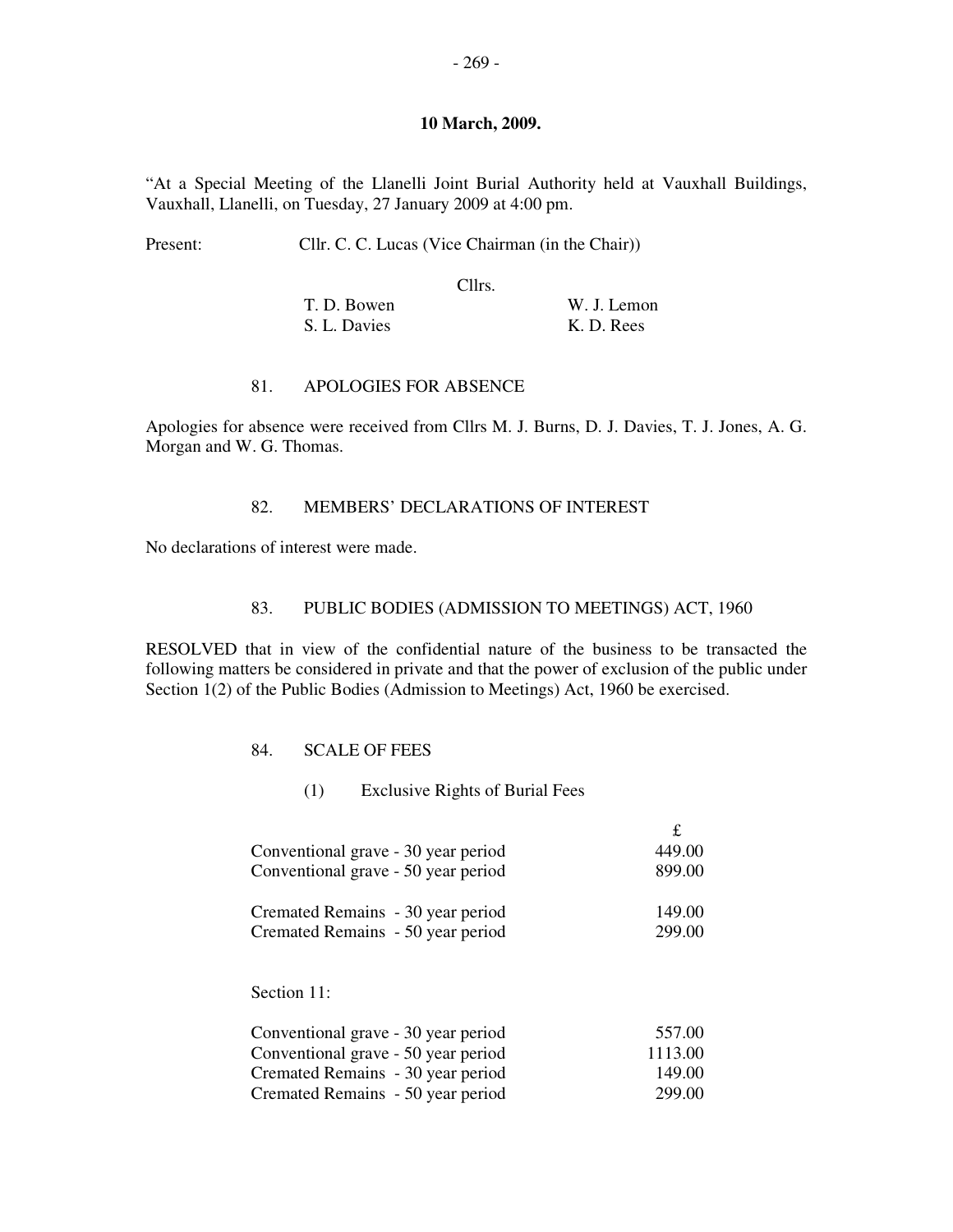**10 March, 2009.**

"At a Special Meeting of the Llanelli Joint Burial Authority held at Vauxhall Buildings, Vauxhall, Llanelli, on Tuesday, 27 January 2009 at 4:00 pm.

Present: Cllr. C. C. Lucas (Vice Chairman (in the Chair))

Cllrs.

| | |
|---|---|
| T. D. Bowen | W. J. Lemon |
| S. L. Davies | K. D. Rees |

81. APOLOGIES FOR ABSENCE

Apologies for absence were received from Cllrs M. J. Burns, D. J. Davies, T. J. Jones, A. G. Morgan and W. G. Thomas.

82. MEMBERS' DECLARATIONS OF INTEREST

No declarations of interest were made.

83. PUBLIC BODIES (ADMISSION TO MEETINGS) ACT, 1960

RESOLVED that in view of the confidential nature of the business to be transacted the following matters be considered in private and that the power of exclusion of the public under Section 1(2) of the Public Bodies (Admission to Meetings) Act, 1960 be exercised.

84. SCALE OF FEES

(1) Exclusive Rights of Burial Fees

| | £ |
|---|---|
| Conventional grave - 30 year period | 449.00 |
| Conventional grave - 50 year period | 899.00 |
| Cremated Remains - 30 year period | 149.00 |
| Cremated Remains - 50 year period | 299.00 |

Section 11:

| | |
|---|---|
| Conventional grave - 30 year period | 557.00 |
| Conventional grave - 50 year period | 1113.00 |
| Cremated Remains - 30 year period | 149.00 |
| Cremated Remains - 50 year period | 299.00 |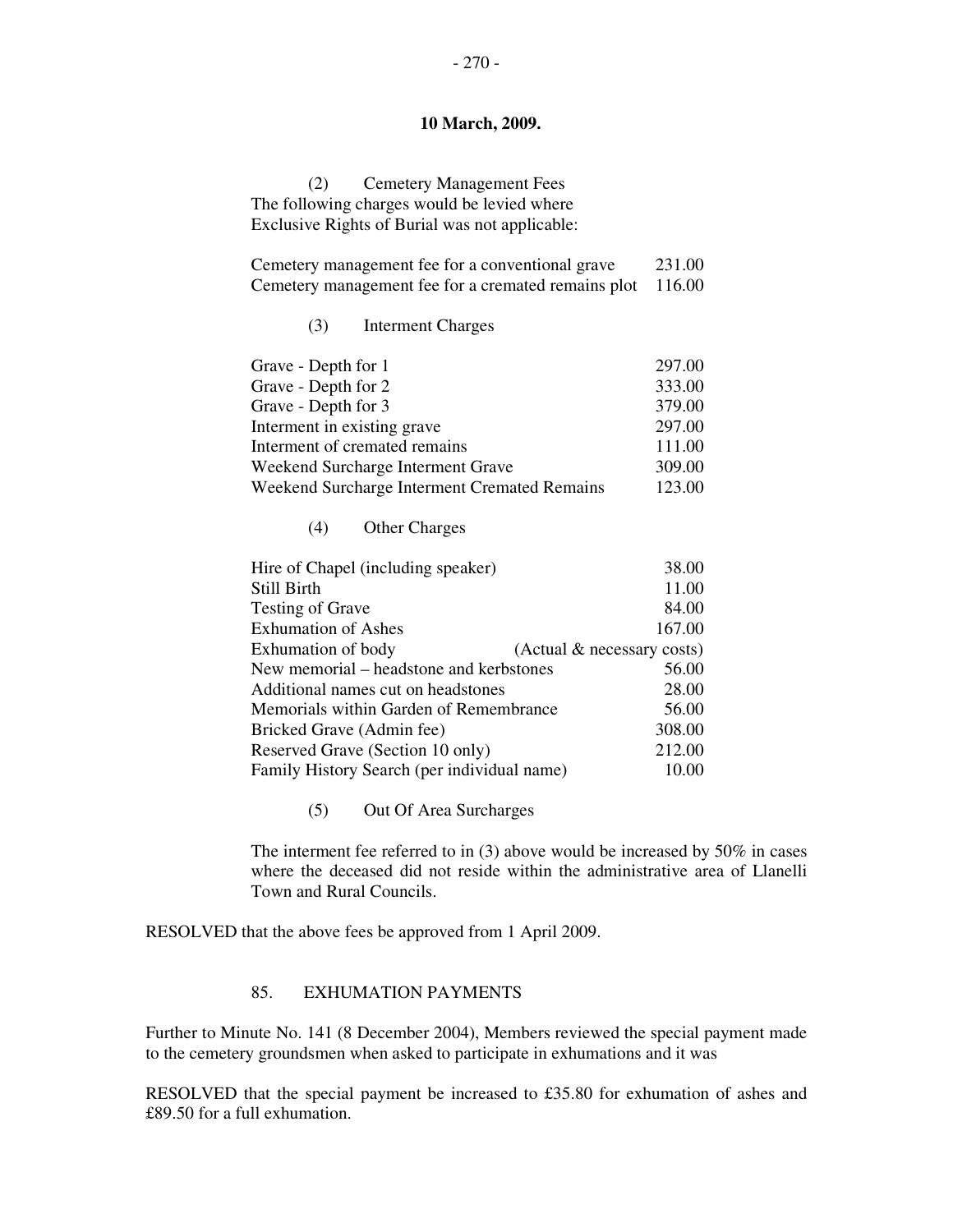**10 March, 2009.**

(2) Cemetery Management Fees

The following charges would be levied where Exclusive Rights of Burial was not applicable:

| | |
|---|---|
| Cemetery management fee for a conventional grave | 231.00 |
| Cemetery management fee for a cremated remains plot | 116.00 |

(3) Interment Charges

| | |
|---|---|
| Grave - Depth for 1 | 297.00 |
| Grave - Depth for 2 | 333.00 |
| Grave - Depth for 3 | 379.00 |
| Interment in existing grave | 297.00 |
| Interment of cremated remains | 111.00 |
| Weekend Surcharge Interment Grave | 309.00 |
| Weekend Surcharge Interment Cremated Remains | 123.00 |

(4) Other Charges

| | |
|---|---|
| Hire of Chapel (including speaker) | 38.00 |
| Still Birth | 11.00 |
| Testing of Grave | 84.00 |
| Exhumation of Ashes | 167.00 |
| Exhumation of body | (Actual & necessary costs) |
| New memorial – headstone and kerbstones | 56.00 |
| Additional names cut on headstones | 28.00 |
| Memorials within Garden of Remembrance | 56.00 |
| Bricked Grave (Admin fee) | 308.00 |
| Reserved Grave (Section 10 only) | 212.00 |
| Family History Search (per individual name) | 10.00 |

(5) Out Of Area Surcharges

The interment fee referred to in (3) above would be increased by 50% in cases where the deceased did not reside within the administrative area of Llanelli Town and Rural Councils.

RESOLVED that the above fees be approved from 1 April 2009.

85. EXHUMATION PAYMENTS

Further to Minute No. 141 (8 December 2004), Members reviewed the special payment made to the cemetery groundsmen when asked to participate in exhumations and it was

RESOLVED that the special payment be increased to £35.80 for exhumation of ashes and £89.50 for a full exhumation.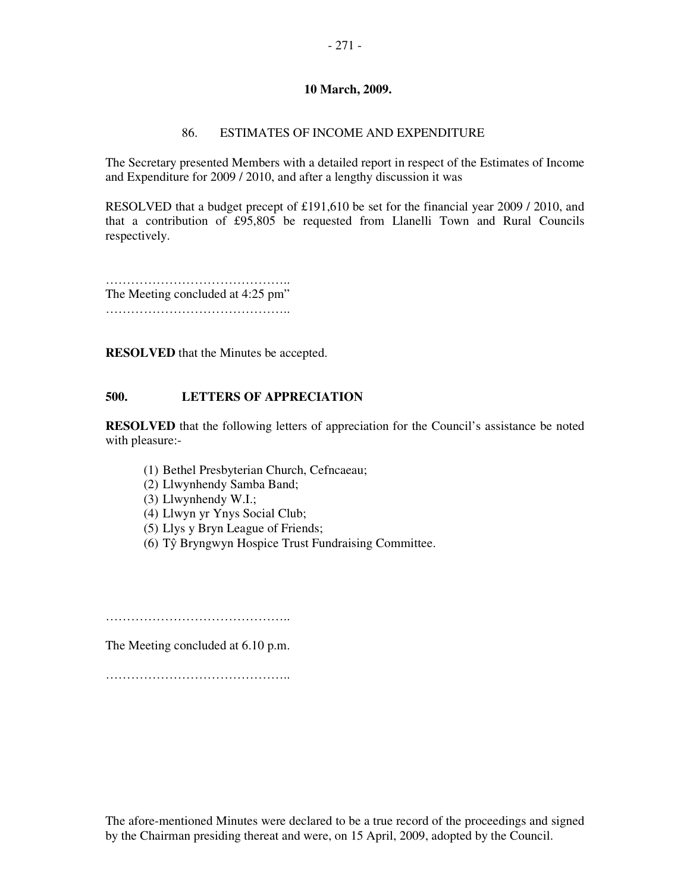**10 March, 2009.**

86. ESTIMATES OF INCOME AND EXPENDITURE

The Secretary presented Members with a detailed report in respect of the Estimates of Income and Expenditure for 2009 / 2010, and after a lengthy discussion it was

RESOLVED that a budget precept of £191,610 be set for the financial year 2009 / 2010, and that a contribution of £95,805 be requested from Llanelli Town and Rural Councils respectively.

……………………………………..
The Meeting concluded at 4:25 pm"
……………………………………..

**RESOLVED** that the Minutes be accepted.

## 500. LETTERS OF APPRECIATION

**RESOLVED** that the following letters of appreciation for the Council's assistance be noted with pleasure:-

(1) Bethel Presbyterian Church, Cefncaeau;
(2) Llwynhendy Samba Band;
(3) Llwynhendy W.I.;
(4) Llwyn yr Ynys Social Club;
(5) Llys y Bryn League of Friends;
(6) Tŷ Bryngwyn Hospice Trust Fundraising Committee.

……………………………………..

The Meeting concluded at 6.10 p.m.

……………………………………..

The afore-mentioned Minutes were declared to be a true record of the proceedings and signed by the Chairman presiding thereat and were, on 15 April, 2009, adopted by the Council.